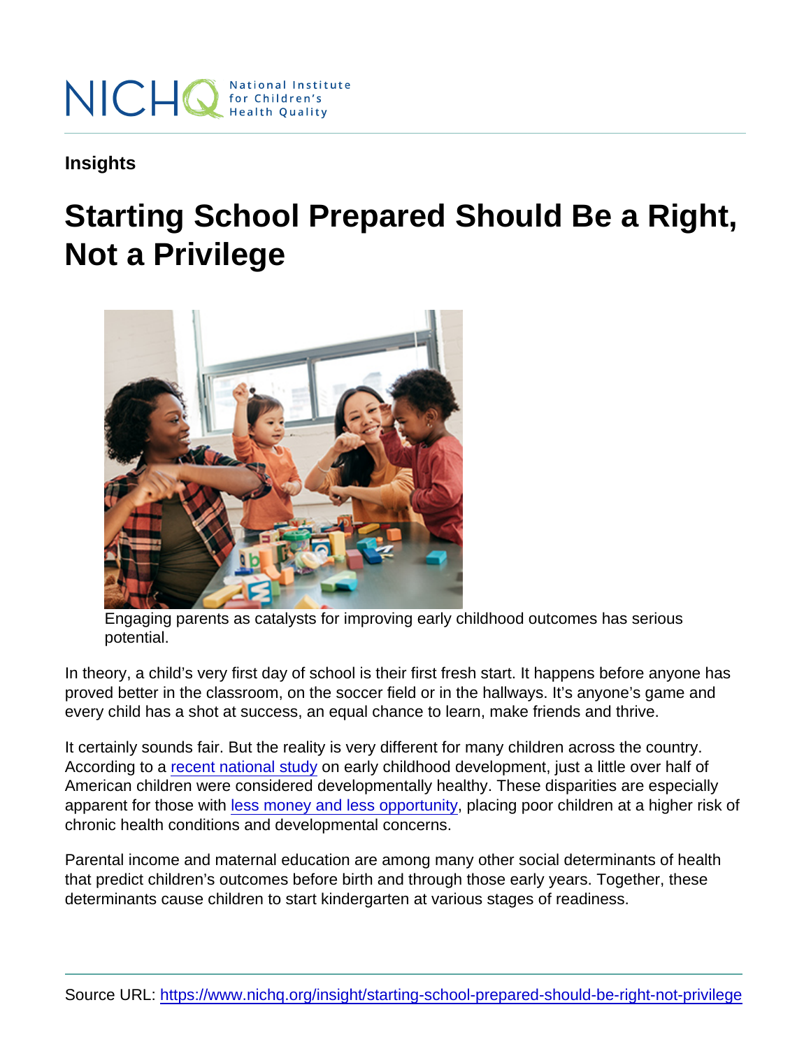Insights

# Starting School Prepared Should Be a Right, Not a Privilege

Engaging parents as catalysts for improving early childhood outcomes has serious potential.

In theory, a child's very first day of school is their first fresh start. It happens before anyone has proved better in the classroom, on the soccer field or in the hallways. It's anyone's game and every child has a shot at success, an equal chance to learn, make friends and thrive.

It certainly sounds fair. But the reality is very different for many children across the country. According to a recent national study on early childhood development, just a little over half of American children were considered developmentally healthy. These disparities are especially apparent for those with less money and less opportunity, placing poor children at a higher risk of chronic health conditions and developmental concerns.

Parental income and maternal education are among many other social determinants of health that predict children's outcomes before birth and through those early years. Together, these determinants cause children to start kindergarten at various stages of readiness.

Source URL: https://www.nichq.org/insight/starting-school-prepared-should-be-right-not-privilege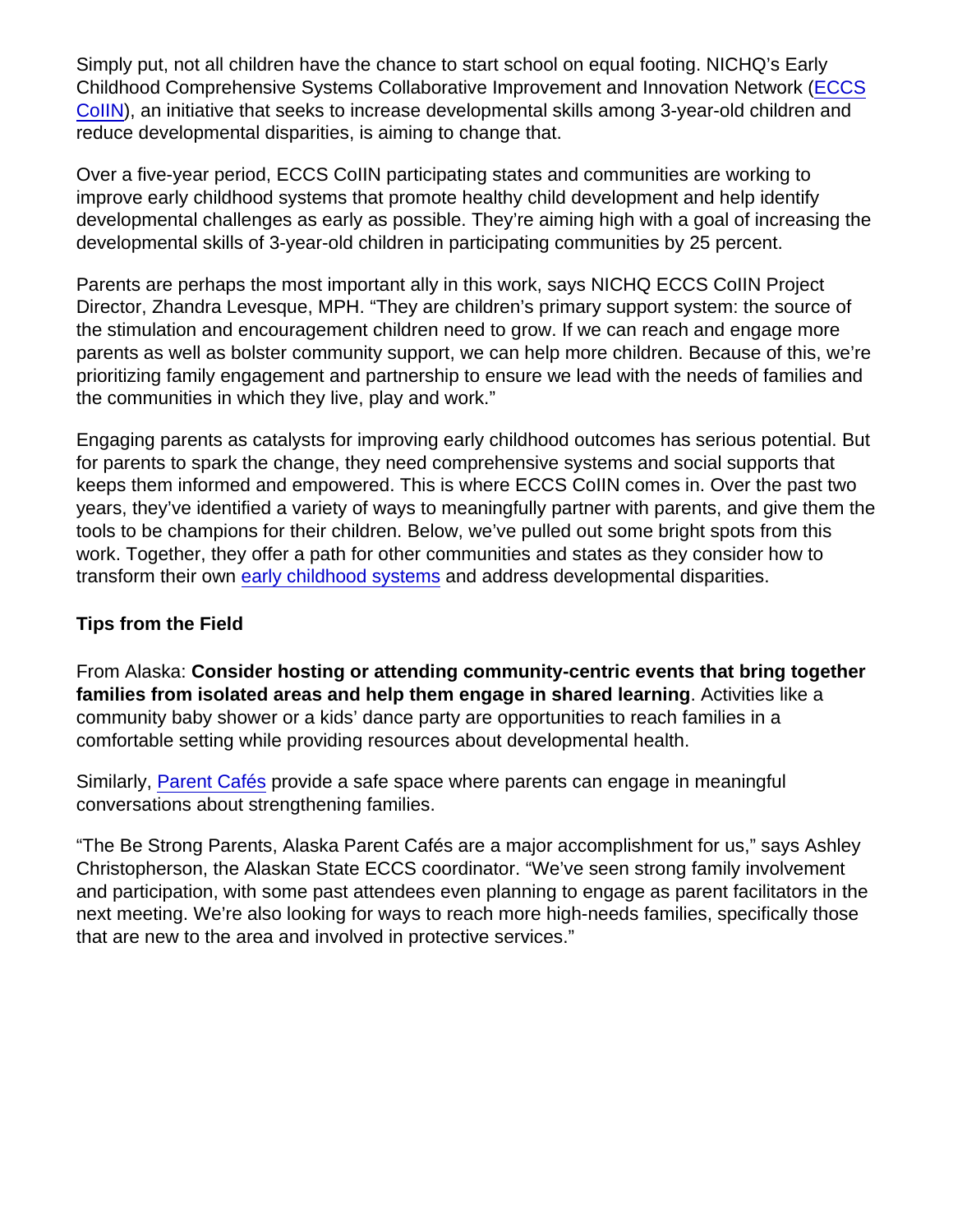Simply put, not all children have the chance to start school on equal footing. NICHQ's Early Childhood Comprehensive Systems Collaborative Improvement and Innovation Network (ECCS CoIIN), an initiative that seeks to increase developmental skills among 3-year-old children and reduce developmental disparities, is aiming to change that.

Over a five-year period, ECCS CoIIN participating states and communities are working to improve early childhood systems that promote healthy child development and help identify developmental challenges as early as possible. They're aiming high with a goal of increasing the developmental skills of 3-year-old children in participating communities by 25 percent.

Parents are perhaps the most important ally in this work, says NICHQ ECCS CoIIN Project Director, Zhandra Levesque, MPH. "They are children's primary support system: the source of the stimulation and encouragement children need to grow. If we can reach and engage more parents as well as bolster community support, we can help more children. Because of this, we're prioritizing family engagement and partnership to ensure we lead with the needs of families and the communities in which they live, play and work."

Engaging parents as catalysts for improving early childhood outcomes has serious potential. But for parents to spark the change, they need comprehensive systems and social supports that keeps them informed and empowered. This is where ECCS CoIIN comes in. Over the past two years, they've identified a variety of ways to meaningfully partner with parents, and give them the tools to be champions for their children. Below, we've pulled out some bright spots from this work. Together, they offer a path for other communities and states as they consider how to transform their own early childhood systems and address developmental disparities.

**Tips from the Field**

From Alaska: **Consider hosting or attending community-centric events that bring together families from isolated areas and help them engage in shared learning**. Activities like a community baby shower or a kids' dance party are opportunities to reach families in a comfortable setting while providing resources about developmental health.

Similarly, Parent Cafés provide a safe space where parents can engage in meaningful conversations about strengthening families.

"The Be Strong Parents, Alaska Parent Cafés are a major accomplishment for us," says Ashley Christopherson, the Alaskan State ECCS coordinator. "We've seen strong family involvement and participation, with some past attendees even planning to engage as parent facilitators in the next meeting. We're also looking for ways to reach more high-needs families, specifically those that are new to the area and involved in protective services."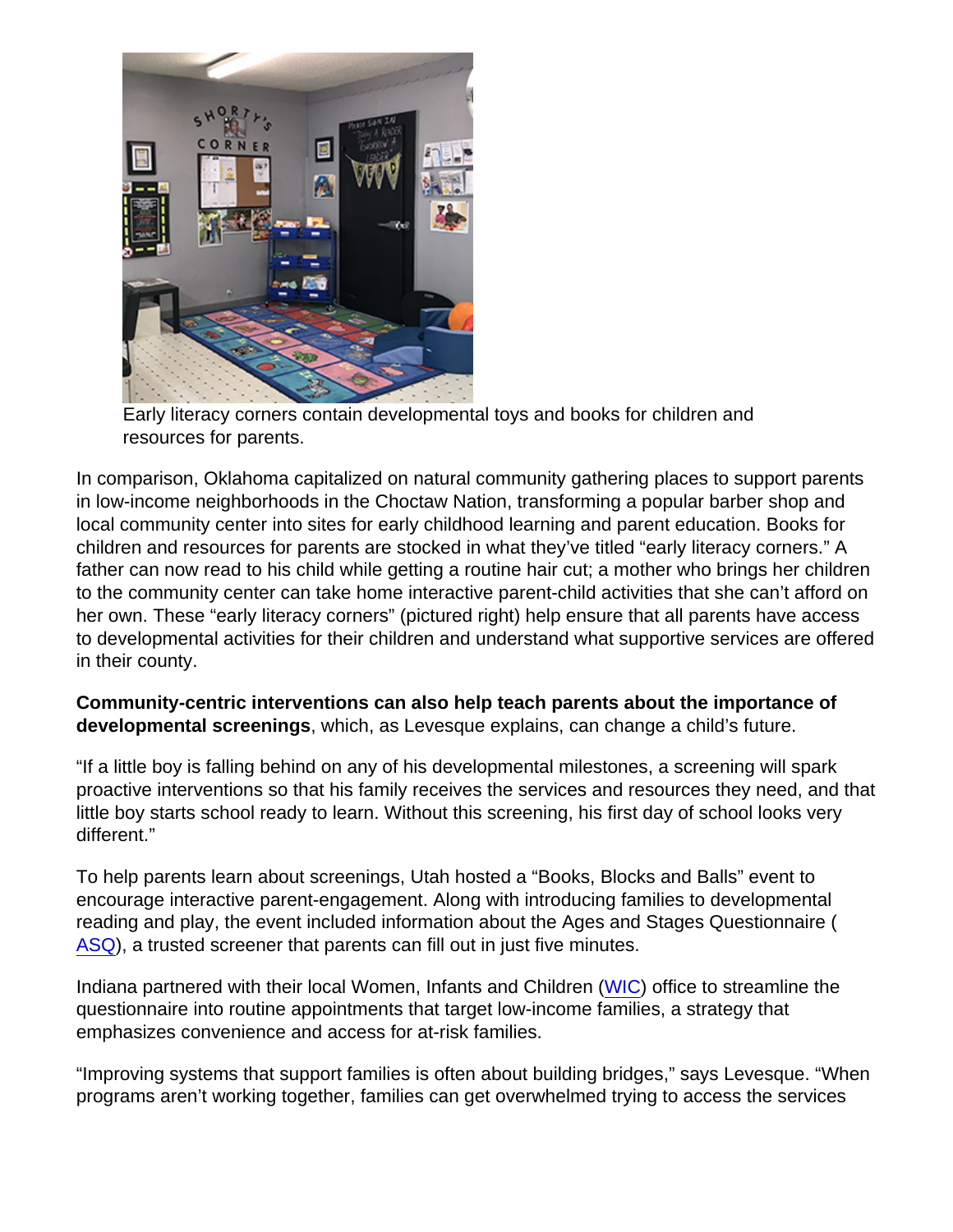Early literacy corners contain developmental toys and books for children and resources for parents.

In comparison, Oklahoma capitalized on natural community gathering places to support parents in low-income neighborhoods in the Choctaw Nation, transforming a popular barber shop and local community center into sites for early childhood learning and parent education. Books for children and resources for parents are stocked in what they've titled "early literacy corners." A father can now read to his child while getting a routine hair cut; a mother who brings her children to the community center can take home interactive parent-child activities that she can't afford on her own. These "early literacy corners" (pictured right) help ensure that all parents have access to developmental activities for their children and understand what supportive services are offered in their county.

**Community-centric interventions can also help teach parents about the importance of developmental screenings**, which, as Levesque explains, can change a child's future.

"If a little boy is falling behind on any of his developmental milestones, a screening will spark proactive interventions so that his family receives the services and resources they need, and that little boy starts school ready to learn. Without this screening, his first day of school looks very different."

To help parents learn about screenings, Utah hosted a "Books, Blocks and Balls" event to encourage interactive parent-engagement. Along with introducing families to developmental reading and play, the event included information about the Ages and Stages Questionnaire (ASQ), a trusted screener that parents can fill out in just five minutes.

Indiana partnered with their local Women, Infants and Children (WIC) office to streamline the questionnaire into routine appointments that target low-income families, a strategy that emphasizes convenience and access for at-risk families.

"Improving systems that support families is often about building bridges," says Levesque. "When programs aren't working together, families can get overwhelmed trying to access the services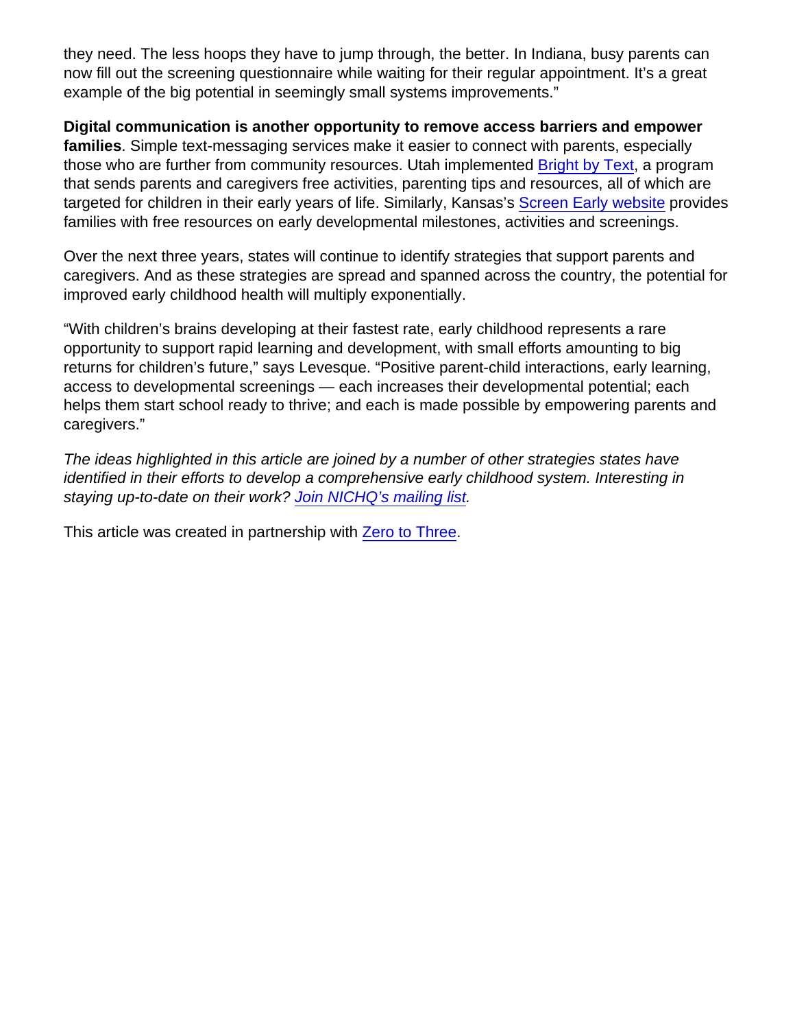they need. The less hoops they have to jump through, the better. In Indiana, busy parents can now fill out the screening questionnaire while waiting for their regular appointment. It's a great example of the big potential in seemingly small systems improvements."

**Digital communication is another opportunity to remove access barriers and empower families**. Simple text-messaging services make it easier to connect with parents, especially those who are further from community resources. Utah implemented Bright by Text, a program that sends parents and caregivers free activities, parenting tips and resources, all of which are targeted for children in their early years of life. Similarly, Kansas's Screen Early website provides families with free resources on early developmental milestones, activities and screenings.

Over the next three years, states will continue to identify strategies that support parents and caregivers. And as these strategies are spread and spanned across the country, the potential for improved early childhood health will multiply exponentially.

"With children's brains developing at their fastest rate, early childhood represents a rare opportunity to support rapid learning and development, with small efforts amounting to big returns for children's future," says Levesque. "Positive parent-child interactions, early learning, access to developmental screenings — each increases their developmental potential; each helps them start school ready to thrive; and each is made possible by empowering parents and caregivers."

*The ideas highlighted in this article are joined by a number of other strategies states have identified in their efforts to develop a comprehensive early childhood system. Interesting in staying up-to-date on their work? Join NICHQ's mailing list.*

This article was created in partnership with Zero to Three.